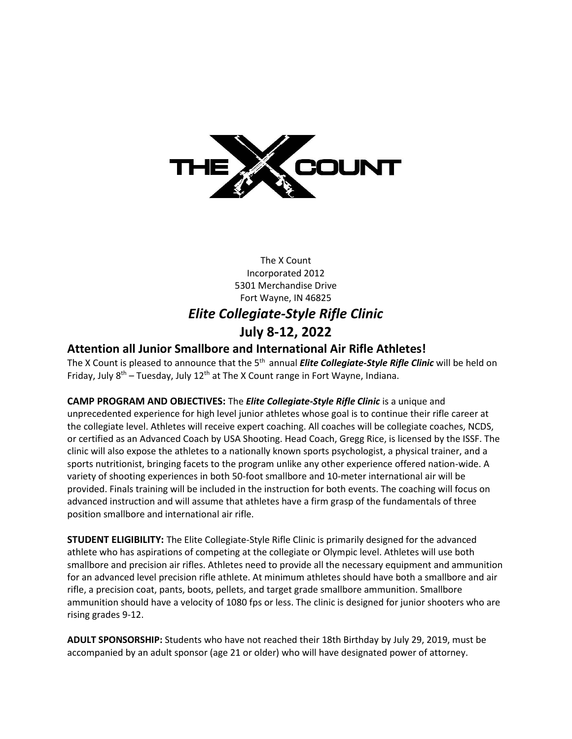The X Count
Incorporated 2012
5301 Merchandise Drive
Fort Wayne, IN 46825

# *Elite Collegiate-Style Rifle Clinic*

# July 8-12, 2022

## Attention all Junior Smallbore and International Air Rifle Athletes!

The X Count is pleased to announce that the 5th annual ***Elite Collegiate-Style Rifle Clinic*** will be held on Friday, July 8th – Tuesday, July 12th at The X Count range in Fort Wayne, Indiana.

**CAMP PROGRAM AND OBJECTIVES:** The ***Elite Collegiate-Style Rifle Clinic*** is a unique and unprecedented experience for high level junior athletes whose goal is to continue their rifle career at the collegiate level. Athletes will receive expert coaching. All coaches will be collegiate coaches, NCDS, or certified as an Advanced Coach by USA Shooting. Head Coach, Gregg Rice, is licensed by the ISSF. The clinic will also expose the athletes to a nationally known sports psychologist, a physical trainer, and a sports nutritionist, bringing facets to the program unlike any other experience offered nation-wide. A variety of shooting experiences in both 50-foot smallbore and 10-meter international air will be provided. Finals training will be included in the instruction for both events. The coaching will focus on advanced instruction and will assume that athletes have a firm grasp of the fundamentals of three position smallbore and international air rifle.

**STUDENT ELIGIBILITY:** The Elite Collegiate-Style Rifle Clinic is primarily designed for the advanced athlete who has aspirations of competing at the collegiate or Olympic level. Athletes will use both smallbore and precision air rifles. Athletes need to provide all the necessary equipment and ammunition for an advanced level precision rifle athlete. At minimum athletes should have both a smallbore and air rifle, a precision coat, pants, boots, pellets, and target grade smallbore ammunition. Smallbore ammunition should have a velocity of 1080 fps or less. The clinic is designed for junior shooters who are rising grades 9-12.

**ADULT SPONSORSHIP:** Students who have not reached their 18th Birthday by July 29, 2019, must be accompanied by an adult sponsor (age 21 or older) who will have designated power of attorney.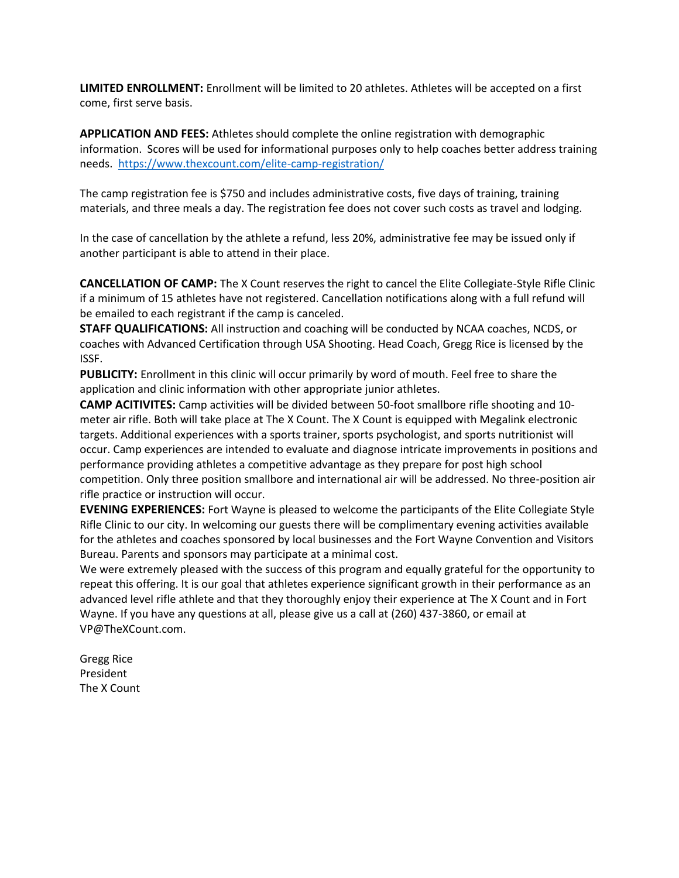**LIMITED ENROLLMENT:** Enrollment will be limited to 20 athletes. Athletes will be accepted on a first come, first serve basis.

**APPLICATION AND FEES:** Athletes should complete the online registration with demographic information. Scores will be used for informational purposes only to help coaches better address training needs. [https://www.thexcount.com/elite-camp-registration/](https://www.thexcount.com/elite-camp-registration/)

The camp registration fee is $750 and includes administrative costs, five days of training, training materials, and three meals a day. The registration fee does not cover such costs as travel and lodging.

In the case of cancellation by the athlete a refund, less 20%, administrative fee may be issued only if another participant is able to attend in their place.

**CANCELLATION OF CAMP:** The X Count reserves the right to cancel the Elite Collegiate-Style Rifle Clinic if a minimum of 15 athletes have not registered. Cancellation notifications along with a full refund will be emailed to each registrant if the camp is canceled.

**STAFF QUALIFICATIONS:** All instruction and coaching will be conducted by NCAA coaches, NCDS, or coaches with Advanced Certification through USA Shooting. Head Coach, Gregg Rice is licensed by the ISSF.

**PUBLICITY:** Enrollment in this clinic will occur primarily by word of mouth. Feel free to share the application and clinic information with other appropriate junior athletes.

**CAMP ACITIVITES:** Camp activities will be divided between 50-foot smallbore rifle shooting and 10-meter air rifle. Both will take place at The X Count. The X Count is equipped with Megalink electronic targets. Additional experiences with a sports trainer, sports psychologist, and sports nutritionist will occur. Camp experiences are intended to evaluate and diagnose intricate improvements in positions and performance providing athletes a competitive advantage as they prepare for post high school competition. Only three position smallbore and international air will be addressed. No three-position air rifle practice or instruction will occur.

**EVENING EXPERIENCES:** Fort Wayne is pleased to welcome the participants of the Elite Collegiate Style Rifle Clinic to our city. In welcoming our guests there will be complimentary evening activities available for the athletes and coaches sponsored by local businesses and the Fort Wayne Convention and Visitors Bureau. Parents and sponsors may participate at a minimal cost.

We were extremely pleased with the success of this program and equally grateful for the opportunity to repeat this offering. It is our goal that athletes experience significant growth in their performance as an advanced level rifle athlete and that they thoroughly enjoy their experience at The X Count and in Fort Wayne. If you have any questions at all, please give us a call at (260) 437-3860, or email at VP@TheXCount.com.

Gregg Rice
President
The X Count